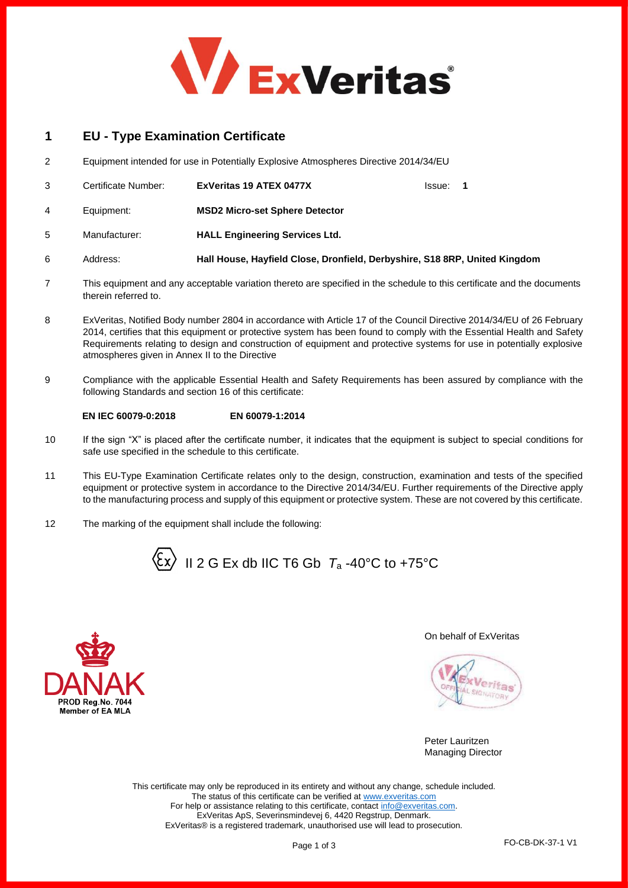# 1 EU - Type Examination Certificate

2 Equipment intended for use in Potentially Explosive Atmospheres Directive 2014/34/EU

| | | | |
|---|---|---|---|
| 3 Certificate Number: | **ExVeritas 19 ATEX 0477X** | Issue: | **1** |
| 4 Equipment: | **MSD2 Micro-set Sphere Detector** | | |
| 5 Manufacturer: | **HALL Engineering Services Ltd.** | | |
| 6 Address: | **Hall House, Hayfield Close, Dronfield, Derbyshire, S18 8RP, United Kingdom** | | |

7 This equipment and any acceptable variation thereto are specified in the schedule to this certificate and the documents therein referred to.

8 ExVeritas, Notified Body number 2804 in accordance with Article 17 of the Council Directive 2014/34/EU of 26 February 2014, certifies that this equipment or protective system has been found to comply with the Essential Health and Safety Requirements relating to design and construction of equipment and protective systems for use in potentially explosive atmospheres given in Annex II to the Directive

9 Compliance with the applicable Essential Health and Safety Requirements has been assured by compliance with the following Standards and section 16 of this certificate:

**EN IEC 60079-0:2018** **EN 60079-1:2014**

10 If the sign "X" is placed after the certificate number, it indicates that the equipment is subject to special conditions for safe use specified in the schedule to this certificate.

11 This EU-Type Examination Certificate relates only to the design, construction, examination and tests of the specified equipment or protective system in accordance to the Directive 2014/34/EU. Further requirements of the Directive apply to the manufacturing process and supply of this equipment or protective system. These are not covered by this certificate.

12 The marking of the equipment shall include the following:

Ex II 2 G Ex db IIC T6 Gb $T_a$ -40°C to +75°C

DANAK PROD Reg.No. 7044 Member of EA MLA

On behalf of ExVeritas

Peter Lauritzen
Managing Director

This certificate may only be reproduced in its entirety and without any change, schedule included.
The status of this certificate can be verified at www.exveritas.com
For help or assistance relating to this certificate, contact info@exveritas.com.
ExVeritas ApS, Severinsmindevej 6, 4420 Regstrup, Denmark.
ExVeritas® is a registered trademark, unauthorised use will lead to prosecution.

FO-CB-DK-37-1 V1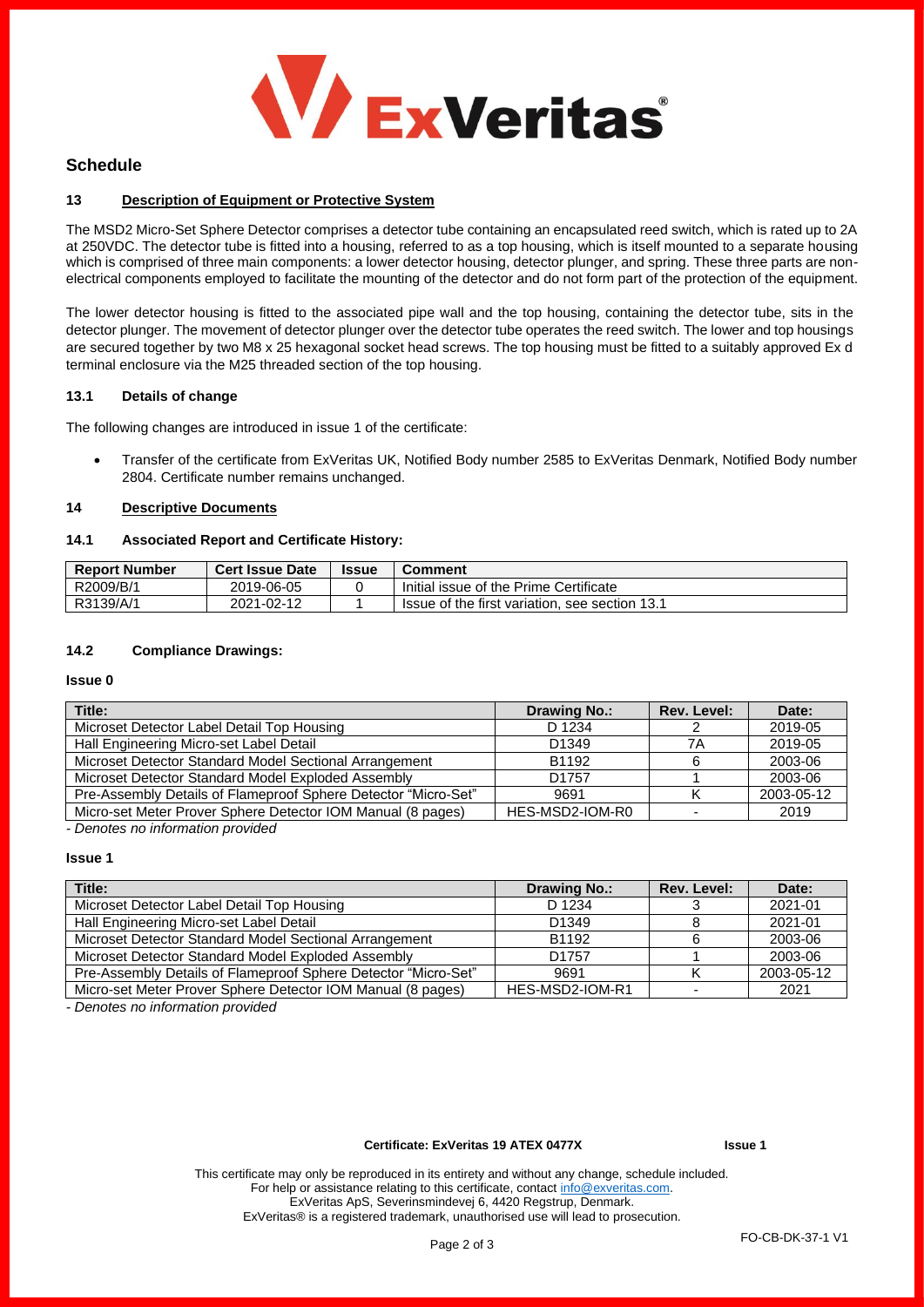## Schedule

### 13 Description of Equipment or Protective System

The MSD2 Micro-Set Sphere Detector comprises a detector tube containing an encapsulated reed switch, which is rated up to 2A at 250VDC. The detector tube is fitted into a housing, referred to as a top housing, which is itself mounted to a separate housing which is comprised of three main components: a lower detector housing, detector plunger, and spring. These three parts are non-electrical components employed to facilitate the mounting of the detector and do not form part of the protection of the equipment.

The lower detector housing is fitted to the associated pipe wall and the top housing, containing the detector tube, sits in the detector plunger. The movement of detector plunger over the detector tube operates the reed switch. The lower and top housings are secured together by two M8 x 25 hexagonal socket head screws. The top housing must be fitted to a suitably approved Ex d terminal enclosure via the M25 threaded section of the top housing.

#### 13.1 Details of change

The following changes are introduced in issue 1 of the certificate:

- Transfer of the certificate from ExVeritas UK, Notified Body number 2585 to ExVeritas Denmark, Notified Body number 2804. Certificate number remains unchanged.

### 14 Descriptive Documents

#### 14.1 Associated Report and Certificate History:

| Report Number | Cert Issue Date | Issue | Comment |
|---|---|---|---|
| R2009/B/1 | 2019-06-05 | 0 | Initial issue of the Prime Certificate |
| R3139/A/1 | 2021-02-12 | 1 | Issue of the first variation, see section 13.1 |

#### 14.2 Compliance Drawings:

**Issue 0**

| Title: | Drawing No.: | Rev. Level: | Date: |
|---|---|---|---|
| Microset Detector Label Detail Top Housing | D 1234 | 2 | 2019-05 |
| Hall Engineering Micro-set Label Detail | D1349 | 7A | 2019-05 |
| Microset Detector Standard Model Sectional Arrangement | B1192 | 6 | 2003-06 |
| Microset Detector Standard Model Exploded Assembly | D1757 | 1 | 2003-06 |
| Pre-Assembly Details of Flameproof Sphere Detector "Micro-Set" | 9691 | K | 2003-05-12 |
| Micro-set Meter Prover Sphere Detector IOM Manual (8 pages) | HES-MSD2-IOM-R0 | - | 2019 |

*- Denotes no information provided*

**Issue 1**

| Title: | Drawing No.: | Rev. Level: | Date: |
|---|---|---|---|
| Microset Detector Label Detail Top Housing | D 1234 | 3 | 2021-01 |
| Hall Engineering Micro-set Label Detail | D1349 | 8 | 2021-01 |
| Microset Detector Standard Model Sectional Arrangement | B1192 | 6 | 2003-06 |
| Microset Detector Standard Model Exploded Assembly | D1757 | 1 | 2003-06 |
| Pre-Assembly Details of Flameproof Sphere Detector "Micro-Set" | 9691 | K | 2003-05-12 |
| Micro-set Meter Prover Sphere Detector IOM Manual (8 pages) | HES-MSD2-IOM-R1 | - | 2021 |

*- Denotes no information provided*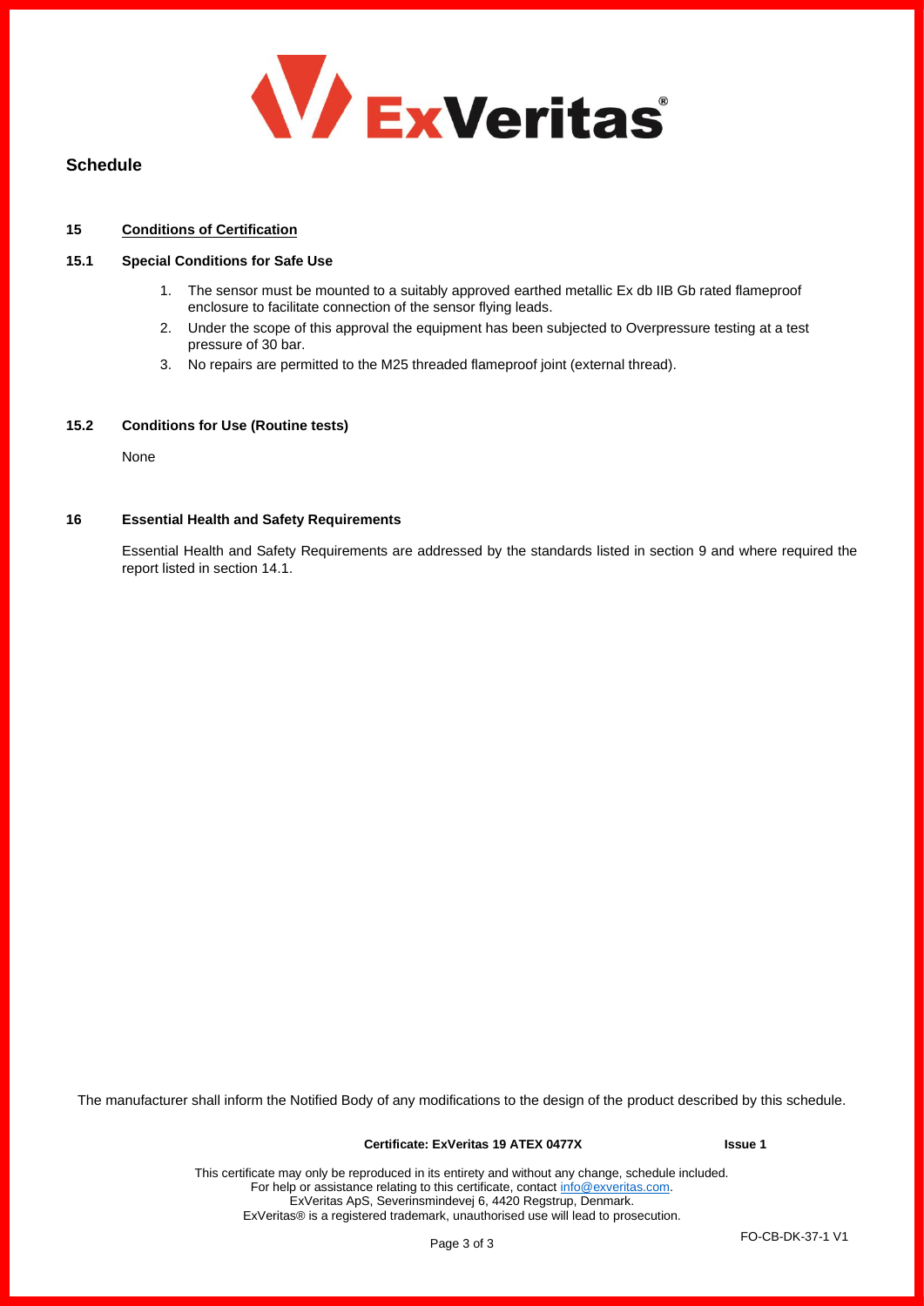## Schedule

### 15 Conditions of Certification

#### 15.1 Special Conditions for Safe Use

1. The sensor must be mounted to a suitably approved earthed metallic Ex db IIB Gb rated flameproof enclosure to facilitate connection of the sensor flying leads.
2. Under the scope of this approval the equipment has been subjected to Overpressure testing at a test pressure of 30 bar.
3. No repairs are permitted to the M25 threaded flameproof joint (external thread).

#### 15.2 Conditions for Use (Routine tests)

None

### 16 Essential Health and Safety Requirements

Essential Health and Safety Requirements are addressed by the standards listed in section 9 and where required the report listed in section 14.1.

The manufacturer shall inform the Notified Body of any modifications to the design of the product described by this schedule.

**Certificate: ExVeritas 19 ATEX 0477X** **Issue 1**

This certificate may only be reproduced in its entirety and without any change, schedule included.
For help or assistance relating to this certificate, contact info@exveritas.com.
ExVeritas ApS, Severinsmindevej 6, 4420 Regstrup, Denmark.
ExVeritas® is a registered trademark, unauthorised use will lead to prosecution.

FO-CB-DK-37-1 V1